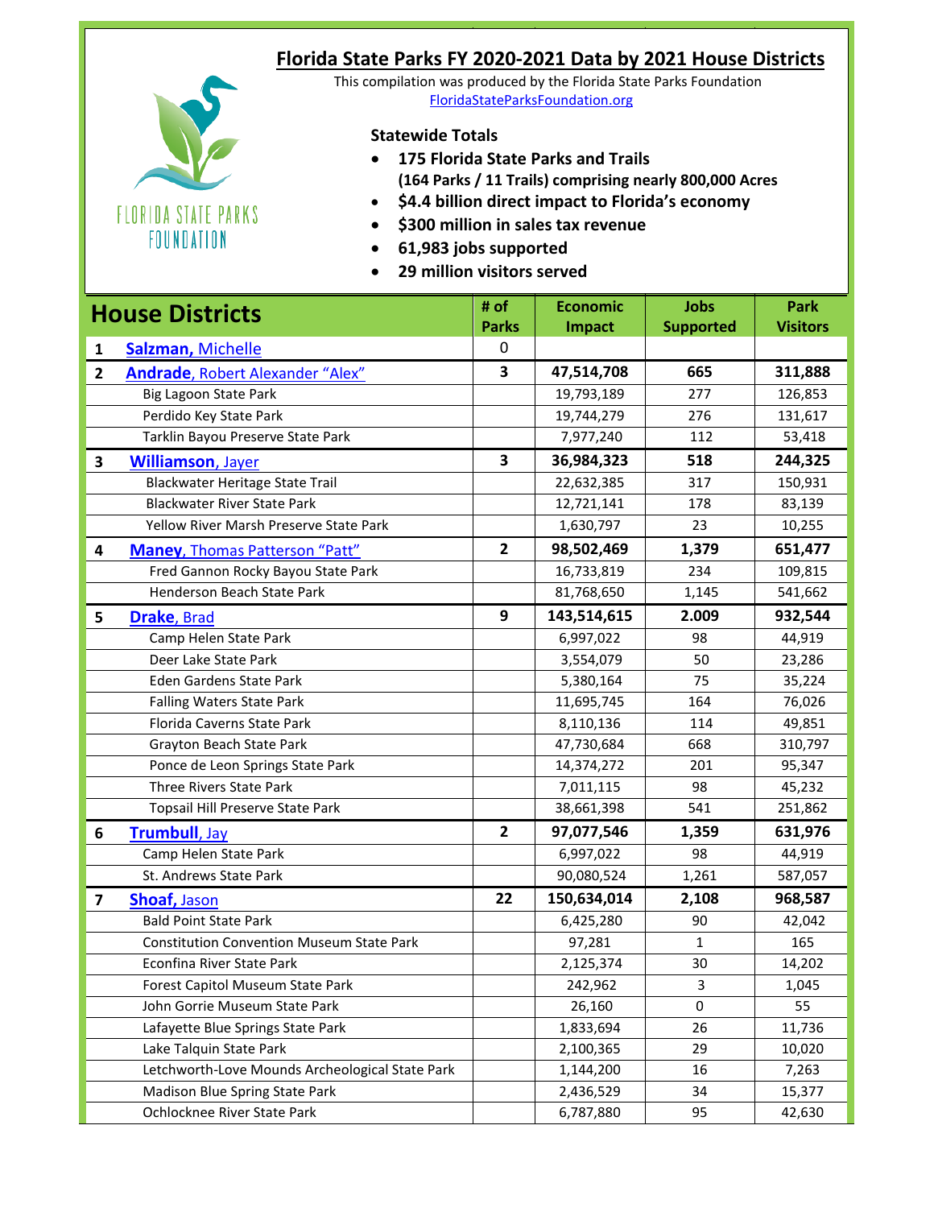# Florida State Parks FY 2020-2021 Data by 2021 House Districts

This compilation was produced by the Florida State Parks Foundation
FloridaStateParksFoundation.org

FLORIDA STATE PARKS FOUNDATION

### Statewide Totals

- **175 Florida State Parks and Trails (164 Parks / 11 Trails) comprising nearly 800,000 Acres**
- **$4.4 billion direct impact to Florida's economy**
- **$300 million in sales tax revenue**
- **61,983 jobs supported**
- **29 million visitors served**

| | House Districts | # of Parks | Economic Impact | Jobs Supported | Park Visitors |
|---|---|---|---|---|---|
| 1 | **Salzman,** Michelle | 0 | | | |
| 2 | **Andrade**, Robert Alexander "Alex" | **3** | **47,514,708** | **665** | **311,888** |
| | Big Lagoon State Park | | 19,793,189 | 277 | 126,853 |
| | Perdido Key State Park | | 19,744,279 | 276 | 131,617 |
| | Tarklin Bayou Preserve State Park | | 7,977,240 | 112 | 53,418 |
| 3 | **Williamson**, Jayer | **3** | **36,984,323** | **518** | **244,325** |
| | Blackwater Heritage State Trail | | 22,632,385 | 317 | 150,931 |
| | Blackwater River State Park | | 12,721,141 | 178 | 83,139 |
| | Yellow River Marsh Preserve State Park | | 1,630,797 | 23 | 10,255 |
| 4 | **Maney**, Thomas Patterson "Patt" | **2** | **98,502,469** | **1,379** | **651,477** |
| | Fred Gannon Rocky Bayou State Park | | 16,733,819 | 234 | 109,815 |
| | Henderson Beach State Park | | 81,768,650 | 1,145 | 541,662 |
| 5 | **Drake**, Brad | **9** | **143,514,615** | **2.009** | **932,544** |
| | Camp Helen State Park | | 6,997,022 | 98 | 44,919 |
| | Deer Lake State Park | | 3,554,079 | 50 | 23,286 |
| | Eden Gardens State Park | | 5,380,164 | 75 | 35,224 |
| | Falling Waters State Park | | 11,695,745 | 164 | 76,026 |
| | Florida Caverns State Park | | 8,110,136 | 114 | 49,851 |
| | Grayton Beach State Park | | 47,730,684 | 668 | 310,797 |
| | Ponce de Leon Springs State Park | | 14,374,272 | 201 | 95,347 |
| | Three Rivers State Park | | 7,011,115 | 98 | 45,232 |
| | Topsail Hill Preserve State Park | | 38,661,398 | 541 | 251,862 |
| 6 | **Trumbull**, Jay | **2** | **97,077,546** | **1,359** | **631,976** |
| | Camp Helen State Park | | 6,997,022 | 98 | 44,919 |
| | St. Andrews State Park | | 90,080,524 | 1,261 | 587,057 |
| 7 | **Shoaf,** Jason | **22** | **150,634,014** | **2,108** | **968,587** |
| | Bald Point State Park | | 6,425,280 | 90 | 42,042 |
| | Constitution Convention Museum State Park | | 97,281 | 1 | 165 |
| | Econfina River State Park | | 2,125,374 | 30 | 14,202 |
| | Forest Capitol Museum State Park | | 242,962 | 3 | 1,045 |
| | John Gorrie Museum State Park | | 26,160 | 0 | 55 |
| | Lafayette Blue Springs State Park | | 1,833,694 | 26 | 11,736 |
| | Lake Talquin State Park | | 2,100,365 | 29 | 10,020 |
| | Letchworth-Love Mounds Archeological State Park | | 1,144,200 | 16 | 7,263 |
| | Madison Blue Spring State Park | | 2,436,529 | 34 | 15,377 |
| | Ochlocknee River State Park | | 6,787,880 | 95 | 42,630 |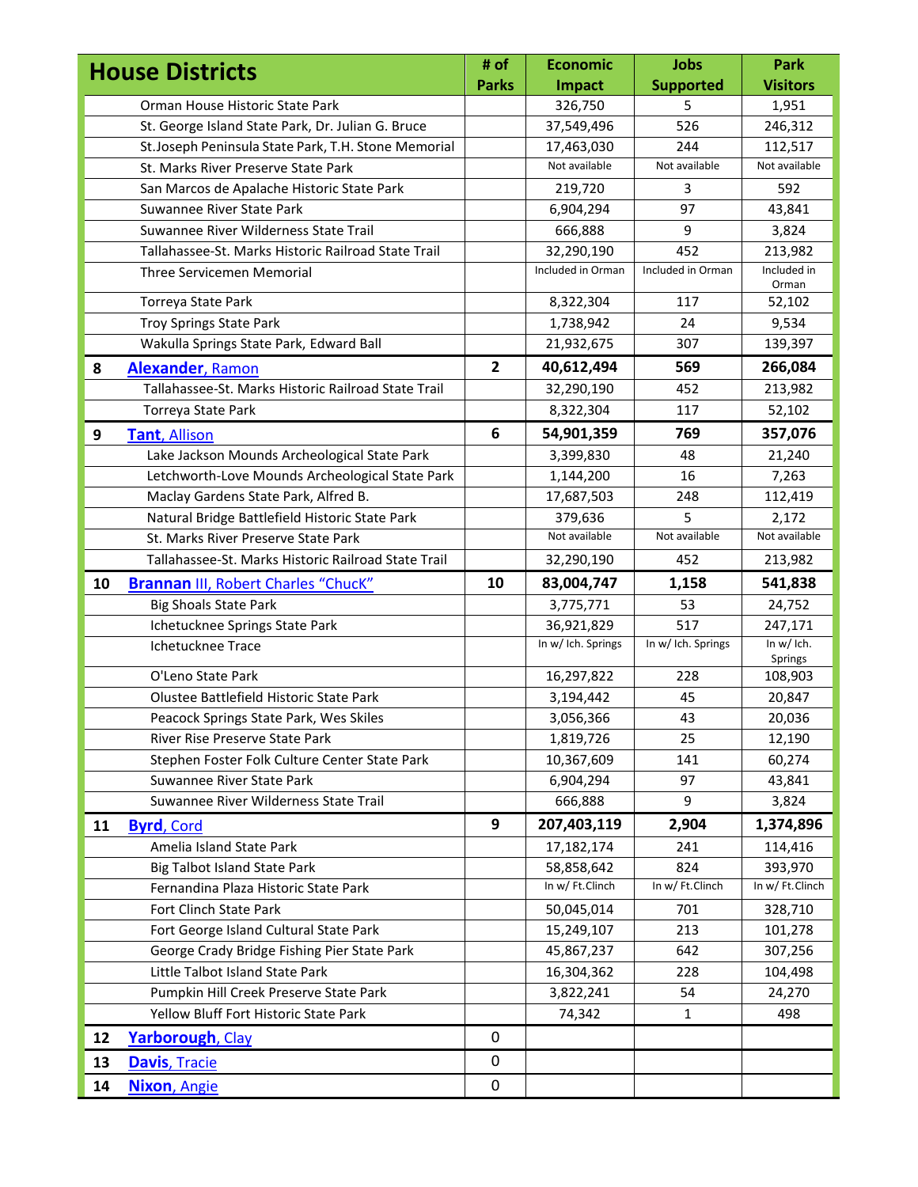| House Districts | | # of Parks | Economic Impact | Jobs Supported | Park Visitors |
|---|---|---|---|---|---|
| | Orman House Historic State Park | | 326,750 | 5 | 1,951 |
| | St. George Island State Park, Dr. Julian G. Bruce | | 37,549,496 | 526 | 246,312 |
| | St.Joseph Peninsula State Park, T.H. Stone Memorial | | 17,463,030 | 244 | 112,517 |
| | St. Marks River Preserve State Park | | Not available | Not available | Not available |
| | San Marcos de Apalache Historic State Park | | 219,720 | 3 | 592 |
| | Suwannee River State Park | | 6,904,294 | 97 | 43,841 |
| | Suwannee River Wilderness State Trail | | 666,888 | 9 | 3,824 |
| | Tallahassee-St. Marks Historic Railroad State Trail | | 32,290,190 | 452 | 213,982 |
| | Three Servicemen Memorial | | Included in Orman | Included in Orman | Included in Orman |
| | Torreya State Park | | 8,322,304 | 117 | 52,102 |
| | Troy Springs State Park | | 1,738,942 | 24 | 9,534 |
| | Wakulla Springs State Park, Edward Ball | | 21,932,675 | 307 | 139,397 |
| **8** | **Alexander**, Ramon | **2** | **40,612,494** | **569** | **266,084** |
| | Tallahassee-St. Marks Historic Railroad State Trail | | 32,290,190 | 452 | 213,982 |
| | Torreya State Park | | 8,322,304 | 117 | 52,102 |
| **9** | **Tant**, Allison | **6** | **54,901,359** | **769** | **357,076** |
| | Lake Jackson Mounds Archeological State Park | | 3,399,830 | 48 | 21,240 |
| | Letchworth-Love Mounds Archeological State Park | | 1,144,200 | 16 | 7,263 |
| | Maclay Gardens State Park, Alfred B. | | 17,687,503 | 248 | 112,419 |
| | Natural Bridge Battlefield Historic State Park | | 379,636 | 5 | 2,172 |
| | St. Marks River Preserve State Park | | Not available | Not available | Not available |
| | Tallahassee-St. Marks Historic Railroad State Trail | | 32,290,190 | 452 | 213,982 |
| **10** | **Brannan** III, Robert Charles "ChucK" | **10** | **83,004,747** | **1,158** | **541,838** |
| | Big Shoals State Park | | 3,775,771 | 53 | 24,752 |
| | Ichetucknee Springs State Park | | 36,921,829 | 517 | 247,171 |
| | Ichetucknee Trace | | In w/ Ich. Springs | In w/ Ich. Springs | In w/ Ich. Springs |
| | O'Leno State Park | | 16,297,822 | 228 | 108,903 |
| | Olustee Battlefield Historic State Park | | 3,194,442 | 45 | 20,847 |
| | Peacock Springs State Park, Wes Skiles | | 3,056,366 | 43 | 20,036 |
| | River Rise Preserve State Park | | 1,819,726 | 25 | 12,190 |
| | Stephen Foster Folk Culture Center State Park | | 10,367,609 | 141 | 60,274 |
| | Suwannee River State Park | | 6,904,294 | 97 | 43,841 |
| | Suwannee River Wilderness State Trail | | 666,888 | 9 | 3,824 |
| **11** | **Byrd**, Cord | **9** | **207,403,119** | **2,904** | **1,374,896** |
| | Amelia Island State Park | | 17,182,174 | 241 | 114,416 |
| | Big Talbot Island State Park | | 58,858,642 | 824 | 393,970 |
| | Fernandina Plaza Historic State Park | | In w/ Ft.Clinch | In w/ Ft.Clinch | In w/ Ft.Clinch |
| | Fort Clinch State Park | | 50,045,014 | 701 | 328,710 |
| | Fort George Island Cultural State Park | | 15,249,107 | 213 | 101,278 |
| | George Crady Bridge Fishing Pier State Park | | 45,867,237 | 642 | 307,256 |
| | Little Talbot Island State Park | | 16,304,362 | 228 | 104,498 |
| | Pumpkin Hill Creek Preserve State Park | | 3,822,241 | 54 | 24,270 |
| | Yellow Bluff Fort Historic State Park | | 74,342 | 1 | 498 |
| **12** | **Yarborough**, Clay | 0 | | | |
| **13** | **Davis**, Tracie | 0 | | | |
| **14** | **Nixon**, Angie | 0 | | | |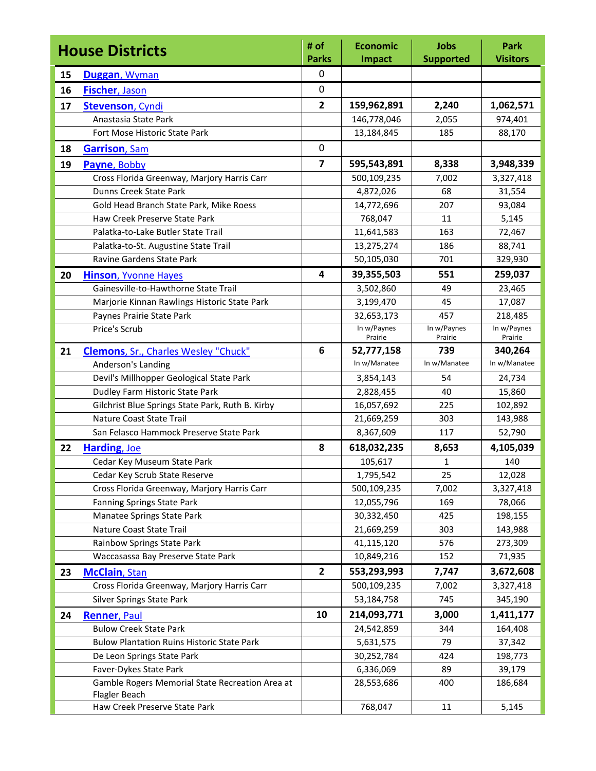| House Districts | | # of Parks | Economic Impact | Jobs Supported | Park Visitors |
|---|---|---|---|---|---|
| 15 | **Duggan**, Wyman | 0 | | | |
| 16 | **Fischer**, Jason | 0 | | | |
| 17 | **Stevenson**, Cyndi | **2** | **159,962,891** | **2,240** | **1,062,571** |
| | Anastasia State Park | | 146,778,046 | 2,055 | 974,401 |
| | Fort Mose Historic State Park | | 13,184,845 | 185 | 88,170 |
| 18 | **Garrison**, Sam | 0 | | | |
| 19 | **Payne**, Bobby | **7** | **595,543,891** | **8,338** | **3,948,339** |
| | Cross Florida Greenway, Marjory Harris Carr | | 500,109,235 | 7,002 | 3,327,418 |
| | Dunns Creek State Park | | 4,872,026 | 68 | 31,554 |
| | Gold Head Branch State Park, Mike Roess | | 14,772,696 | 207 | 93,084 |
| | Haw Creek Preserve State Park | | 768,047 | 11 | 5,145 |
| | Palatka-to-Lake Butler State Trail | | 11,641,583 | 163 | 72,467 |
| | Palatka-to-St. Augustine State Trail | | 13,275,274 | 186 | 88,741 |
| | Ravine Gardens State Park | | 50,105,030 | 701 | 329,930 |
| 20 | **Hinson**, Yvonne Hayes | **4** | **39,355,503** | **551** | **259,037** |
| | Gainesville-to-Hawthorne State Trail | | 3,502,860 | 49 | 23,465 |
| | Marjorie Kinnan Rawlings Historic State Park | | 3,199,470 | 45 | 17,087 |
| | Paynes Prairie State Park | | 32,653,173 | 457 | 218,485 |
| | Price's Scrub | | In w/Paynes Prairie | In w/Paynes Prairie | In w/Paynes Prairie |
| 21 | **Clemons**, Sr., Charles Wesley "Chuck" | **6** | **52,777,158** | **739** | **340,264** |
| | Anderson's Landing | | In w/Manatee | In w/Manatee | In w/Manatee |
| | Devil's Millhopper Geological State Park | | 3,854,143 | 54 | 24,734 |
| | Dudley Farm Historic State Park | | 2,828,455 | 40 | 15,860 |
| | Gilchrist Blue Springs State Park, Ruth B. Kirby | | 16,057,692 | 225 | 102,892 |
| | Nature Coast State Trail | | 21,669,259 | 303 | 143,988 |
| | San Felasco Hammock Preserve State Park | | 8,367,609 | 117 | 52,790 |
| 22 | **Harding**, Joe | **8** | **618,032,235** | **8,653** | **4,105,039** |
| | Cedar Key Museum State Park | | 105,617 | 1 | 140 |
| | Cedar Key Scrub State Reserve | | 1,795,542 | 25 | 12,028 |
| | Cross Florida Greenway, Marjory Harris Carr | | 500,109,235 | 7,002 | 3,327,418 |
| | Fanning Springs State Park | | 12,055,796 | 169 | 78,066 |
| | Manatee Springs State Park | | 30,332,450 | 425 | 198,155 |
| | Nature Coast State Trail | | 21,669,259 | 303 | 143,988 |
| | Rainbow Springs State Park | | 41,115,120 | 576 | 273,309 |
| | Waccasassa Bay Preserve State Park | | 10,849,216 | 152 | 71,935 |
| 23 | **McClain**, Stan | **2** | **553,293,993** | **7,747** | **3,672,608** |
| | Cross Florida Greenway, Marjory Harris Carr | | 500,109,235 | 7,002 | 3,327,418 |
| | Silver Springs State Park | | 53,184,758 | 745 | 345,190 |
| 24 | **Renner**, Paul | **10** | **214,093,771** | **3,000** | **1,411,177** |
| | Bulow Creek State Park | | 24,542,859 | 344 | 164,408 |
| | Bulow Plantation Ruins Historic State Park | | 5,631,575 | 79 | 37,342 |
| | De Leon Springs State Park | | 30,252,784 | 424 | 198,773 |
| | Faver-Dykes State Park | | 6,336,069 | 89 | 39,179 |
| | Gamble Rogers Memorial State Recreation Area at Flagler Beach | | 28,553,686 | 400 | 186,684 |
| | Haw Creek Preserve State Park | | 768,047 | 11 | 5,145 |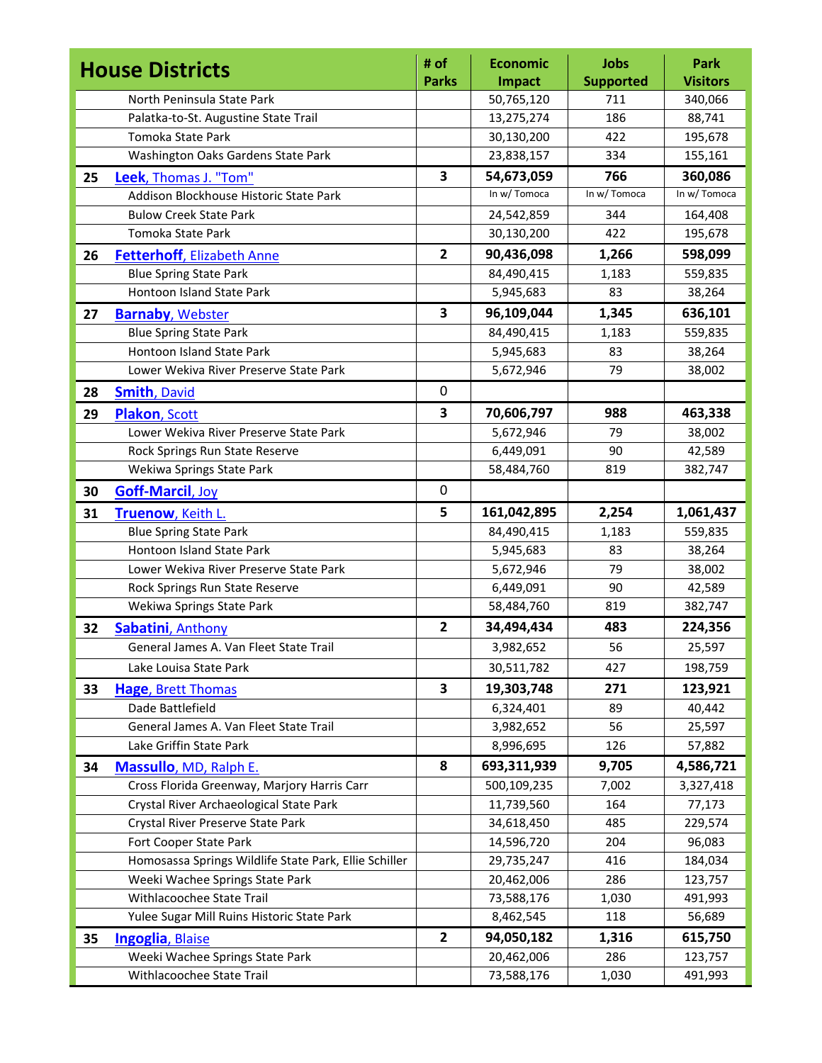| House Districts | | # of Parks | Economic Impact | Jobs Supported | Park Visitors |
|---|---|---|---|---|---|
| | North Peninsula State Park | | 50,765,120 | 711 | 340,066 |
| | Palatka-to-St. Augustine State Trail | | 13,275,274 | 186 | 88,741 |
| | Tomoka State Park | | 30,130,200 | 422 | 195,678 |
| | Washington Oaks Gardens State Park | | 23,838,157 | 334 | 155,161 |
| **25** | **Leek**, Thomas J. "Tom" | **3** | **54,673,059** | **766** | **360,086** |
| | Addison Blockhouse Historic State Park | | In w/ Tomoca | In w/ Tomoca | In w/ Tomoca |
| | Bulow Creek State Park | | 24,542,859 | 344 | 164,408 |
| | Tomoka State Park | | 30,130,200 | 422 | 195,678 |
| **26** | **Fetterhoff**, Elizabeth Anne | **2** | **90,436,098** | **1,266** | **598,099** |
| | Blue Spring State Park | | 84,490,415 | 1,183 | 559,835 |
| | Hontoon Island State Park | | 5,945,683 | 83 | 38,264 |
| **27** | **Barnaby**, Webster | **3** | **96,109,044** | **1,345** | **636,101** |
| | Blue Spring State Park | | 84,490,415 | 1,183 | 559,835 |
| | Hontoon Island State Park | | 5,945,683 | 83 | 38,264 |
| | Lower Wekiva River Preserve State Park | | 5,672,946 | 79 | 38,002 |
| **28** | **Smith**, David | 0 | | | |
| **29** | **Plakon**, Scott | **3** | **70,606,797** | **988** | **463,338** |
| | Lower Wekiva River Preserve State Park | | 5,672,946 | 79 | 38,002 |
| | Rock Springs Run State Reserve | | 6,449,091 | 90 | 42,589 |
| | Wekiwa Springs State Park | | 58,484,760 | 819 | 382,747 |
| **30** | **Goff-Marcil**, Joy | 0 | | | |
| **31** | **Truenow**, Keith L. | **5** | **161,042,895** | **2,254** | **1,061,437** |
| | Blue Spring State Park | | 84,490,415 | 1,183 | 559,835 |
| | Hontoon Island State Park | | 5,945,683 | 83 | 38,264 |
| | Lower Wekiva River Preserve State Park | | 5,672,946 | 79 | 38,002 |
| | Rock Springs Run State Reserve | | 6,449,091 | 90 | 42,589 |
| | Wekiwa Springs State Park | | 58,484,760 | 819 | 382,747 |
| **32** | **Sabatini**, Anthony | **2** | **34,494,434** | **483** | **224,356** |
| | General James A. Van Fleet State Trail | | 3,982,652 | 56 | 25,597 |
| | Lake Louisa State Park | | 30,511,782 | 427 | 198,759 |
| **33** | **Hage**, Brett Thomas | **3** | **19,303,748** | **271** | **123,921** |
| | Dade Battlefield | | 6,324,401 | 89 | 40,442 |
| | General James A. Van Fleet State Trail | | 3,982,652 | 56 | 25,597 |
| | Lake Griffin State Park | | 8,996,695 | 126 | 57,882 |
| **34** | **Massullo**, MD, Ralph E. | **8** | **693,311,939** | **9,705** | **4,586,721** |
| | Cross Florida Greenway, Marjory Harris Carr | | 500,109,235 | 7,002 | 3,327,418 |
| | Crystal River Archaeological State Park | | 11,739,560 | 164 | 77,173 |
| | Crystal River Preserve State Park | | 34,618,450 | 485 | 229,574 |
| | Fort Cooper State Park | | 14,596,720 | 204 | 96,083 |
| | Homosassa Springs Wildlife State Park, Ellie Schiller | | 29,735,247 | 416 | 184,034 |
| | Weeki Wachee Springs State Park | | 20,462,006 | 286 | 123,757 |
| | Withlacoochee State Trail | | 73,588,176 | 1,030 | 491,993 |
| | Yulee Sugar Mill Ruins Historic State Park | | 8,462,545 | 118 | 56,689 |
| **35** | **Ingoglia**, Blaise | **2** | **94,050,182** | **1,316** | **615,750** |
| | Weeki Wachee Springs State Park | | 20,462,006 | 286 | 123,757 |
| | Withlacoochee State Trail | | 73,588,176 | 1,030 | 491,993 |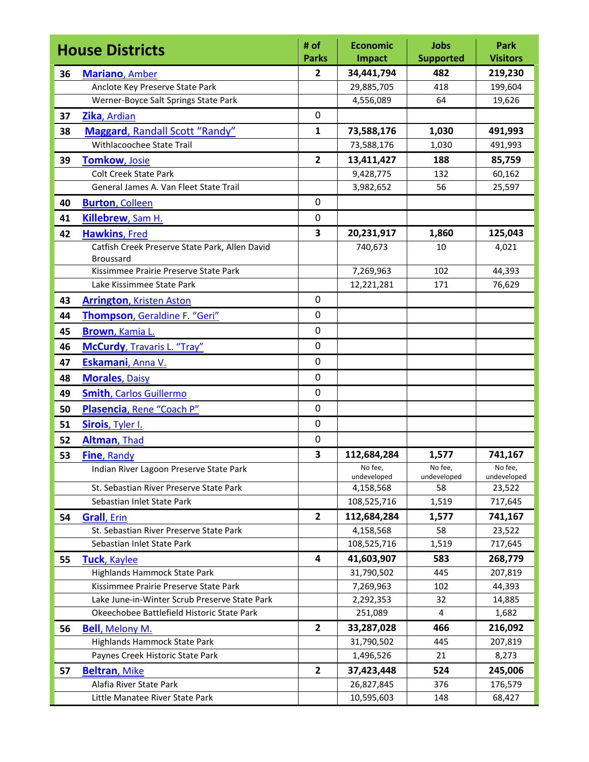| House Districts | | # of Parks | Economic Impact | Jobs Supported | Park Visitors |
|---|---|---|---|---|---|
| **36** | **Mariano**, Amber | **2** | **34,441,794** | **482** | **219,230** |
| | Anclote Key Preserve State Park | | 29,885,705 | 418 | 199,604 |
| | Werner-Boyce Salt Springs State Park | | 4,556,089 | 64 | 19,626 |
| **37** | **Zika**, Ardian | 0 | | | |
| **38** | **Maggard**, Randall Scott "Randy" | **1** | **73,588,176** | **1,030** | **491,993** |
| | Withlacoochee State Trail | | 73,588,176 | 1,030 | 491,993 |
| **39** | **Tomkow**, Josie | **2** | **13,411,427** | **188** | **85,759** |
| | Colt Creek State Park | | 9,428,775 | 132 | 60,162 |
| | General James A. Van Fleet State Trail | | 3,982,652 | 56 | 25,597 |
| **40** | **Burton**, Colleen | 0 | | | |
| **41** | **Killebrew**, Sam H. | 0 | | | |
| **42** | **Hawkins**, Fred | **3** | **20,231,917** | **1,860** | **125,043** |
| | Catfish Creek Preserve State Park, Allen David Broussard | | 740,673 | 10 | 4,021 |
| | Kissimmee Prairie Preserve State Park | | 7,269,963 | 102 | 44,393 |
| | Lake Kissimmee State Park | | 12,221,281 | 171 | 76,629 |
| **43** | **Arrington**, Kristen Aston | 0 | | | |
| **44** | **Thompson**, Geraldine F. "Geri" | 0 | | | |
| **45** | **Brown**, Kamia L. | 0 | | | |
| **46** | **McCurdy**, Travaris L. "Tray" | 0 | | | |
| **47** | **Eskamani**, Anna V. | 0 | | | |
| **48** | **Morales**, Daisy | 0 | | | |
| **49** | **Smith**, Carlos Guillermo | 0 | | | |
| **50** | **Plasencia**, Rene "Coach P" | 0 | | | |
| **51** | **Sirois**, Tyler I. | 0 | | | |
| **52** | **Altman**, Thad | 0 | | | |
| **53** | **Fine**, Randy | **3** | **112,684,284** | **1,577** | **741,167** |
| | Indian River Lagoon Preserve State Park | | No fee, undeveloped | No fee, undeveloped | No fee, undeveloped |
| | St. Sebastian River Preserve State Park | | 4,158,568 | 58 | 23,522 |
| | Sebastian Inlet State Park | | 108,525,716 | 1,519 | 717,645 |
| **54** | **Grall**, Erin | **2** | **112,684,284** | **1,577** | **741,167** |
| | St. Sebastian River Preserve State Park | | 4,158,568 | 58 | 23,522 |
| | Sebastian Inlet State Park | | 108,525,716 | 1,519 | 717,645 |
| **55** | **Tuck**, Kaylee | **4** | **41,603,907** | **583** | **268,779** |
| | Highlands Hammock State Park | | 31,790,502 | 445 | 207,819 |
| | Kissimmee Prairie Preserve State Park | | 7,269,963 | 102 | 44,393 |
| | Lake June-in-Winter Scrub Preserve State Park | | 2,292,353 | 32 | 14,885 |
| | Okeechobee Battlefield Historic State Park | | 251,089 | 4 | 1,682 |
| **56** | **Bell**, Melony M. | **2** | **33,287,028** | **466** | **216,092** |
| | Highlands Hammock State Park | | 31,790,502 | 445 | 207,819 |
| | Paynes Creek Historic State Park | | 1,496,526 | 21 | 8,273 |
| **57** | **Beltran**, Mike | **2** | **37,423,448** | **524** | **245,006** |
| | Alafia River State Park | | 26,827,845 | 376 | 176,579 |
| | Little Manatee River State Park | | 10,595,603 | 148 | 68,427 |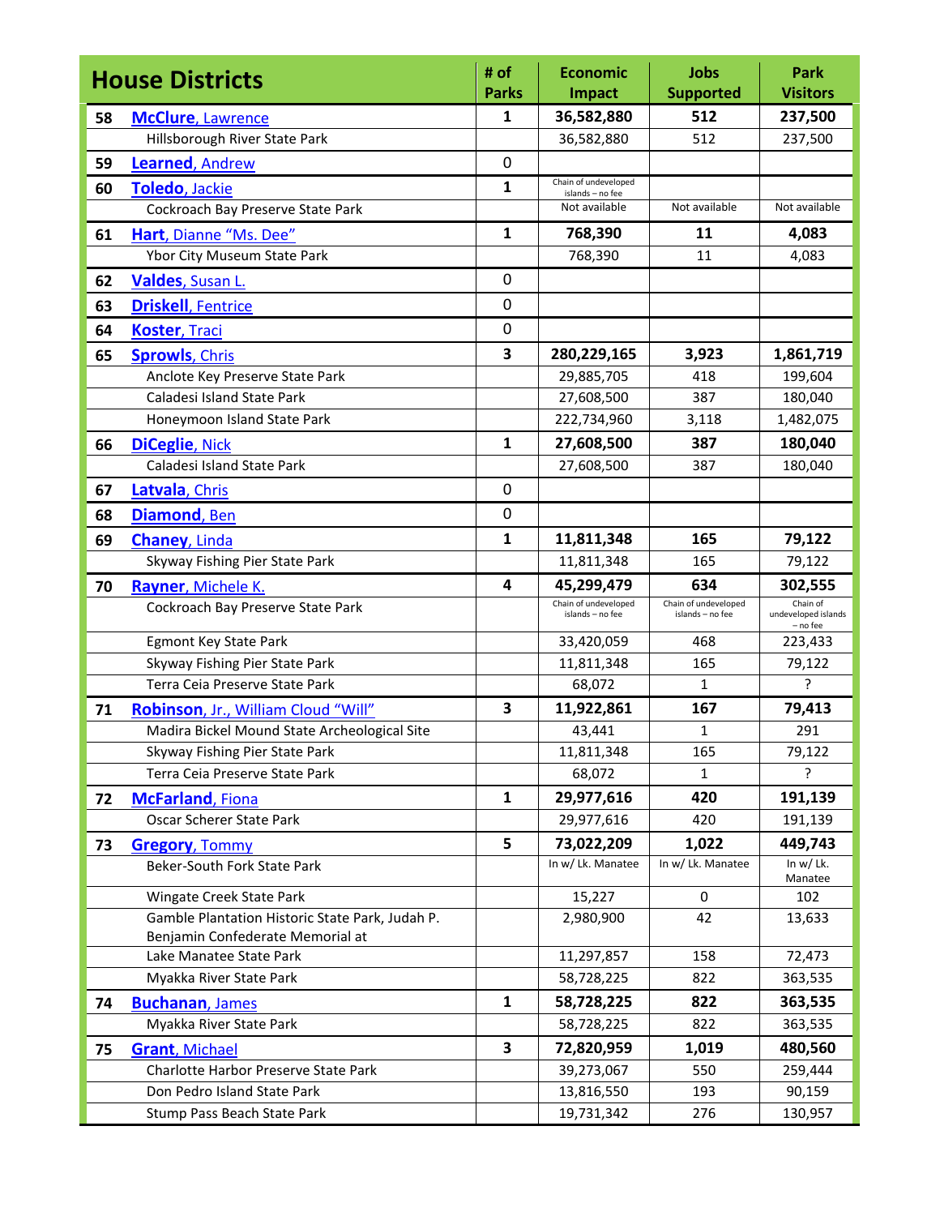| House Districts | | # of Parks | Economic Impact | Jobs Supported | Park Visitors |
|---|---|---|---|---|---|
| **58** | **McClure**, Lawrence | **1** | **36,582,880** | **512** | **237,500** |
| | Hillsborough River State Park | | 36,582,880 | 512 | 237,500 |
| **59** | **Learned**, Andrew | 0 | | | |
| **60** | **Toledo**, Jackie | **1** | Chain of undeveloped islands – no fee | | |
| | Cockroach Bay Preserve State Park | | Not available | Not available | Not available |
| **61** | **Hart**, Dianne "Ms. Dee" | **1** | **768,390** | **11** | **4,083** |
| | Ybor City Museum State Park | | 768,390 | 11 | 4,083 |
| **62** | **Valdes**, Susan L. | 0 | | | |
| **63** | **Driskell**, Fentrice | 0 | | | |
| **64** | **Koster**, Traci | 0 | | | |
| **65** | **Sprowls**, Chris | **3** | **280,229,165** | **3,923** | **1,861,719** |
| | Anclote Key Preserve State Park | | 29,885,705 | 418 | 199,604 |
| | Caladesi Island State Park | | 27,608,500 | 387 | 180,040 |
| | Honeymoon Island State Park | | 222,734,960 | 3,118 | 1,482,075 |
| **66** | **DiCeglie**, Nick | **1** | **27,608,500** | **387** | **180,040** |
| | Caladesi Island State Park | | 27,608,500 | 387 | 180,040 |
| **67** | **Latvala**, Chris | 0 | | | |
| **68** | **Diamond**, Ben | 0 | | | |
| **69** | **Chaney**, Linda | **1** | **11,811,348** | **165** | **79,122** |
| | Skyway Fishing Pier State Park | | 11,811,348 | 165 | 79,122 |
| **70** | **Rayner**, Michele K. | **4** | **45,299,479** | **634** | **302,555** |
| | Cockroach Bay Preserve State Park | | Chain of undeveloped islands – no fee | Chain of undeveloped islands – no fee | Chain of undeveloped islands – no fee |
| | Egmont Key State Park | | 33,420,059 | 468 | 223,433 |
| | Skyway Fishing Pier State Park | | 11,811,348 | 165 | 79,122 |
| | Terra Ceia Preserve State Park | | 68,072 | 1 | ? |
| **71** | **Robinson**, Jr., William Cloud "Will" | **3** | **11,922,861** | **167** | **79,413** |
| | Madira Bickel Mound State Archeological Site | | 43,441 | 1 | 291 |
| | Skyway Fishing Pier State Park | | 11,811,348 | 165 | 79,122 |
| | Terra Ceia Preserve State Park | | 68,072 | 1 | ? |
| **72** | **McFarland**, Fiona | **1** | **29,977,616** | **420** | **191,139** |
| | Oscar Scherer State Park | | 29,977,616 | 420 | 191,139 |
| **73** | **Gregory**, Tommy | **5** | **73,022,209** | **1,022** | **449,743** |
| | Beker-South Fork State Park | | In w/ Lk. Manatee | In w/ Lk. Manatee | In w/ Lk. Manatee |
| | Wingate Creek State Park | | 15,227 | 0 | 102 |
| | Gamble Plantation Historic State Park, Judah P. Benjamin Confederate Memorial at | | 2,980,900 | 42 | 13,633 |
| | Lake Manatee State Park | | 11,297,857 | 158 | 72,473 |
| | Myakka River State Park | | 58,728,225 | 822 | 363,535 |
| **74** | **Buchanan**, James | **1** | **58,728,225** | **822** | **363,535** |
| | Myakka River State Park | | 58,728,225 | 822 | 363,535 |
| **75** | **Grant**, Michael | **3** | **72,820,959** | **1,019** | **480,560** |
| | Charlotte Harbor Preserve State Park | | 39,273,067 | 550 | 259,444 |
| | Don Pedro Island State Park | | 13,816,550 | 193 | 90,159 |
| | Stump Pass Beach State Park | | 19,731,342 | 276 | 130,957 |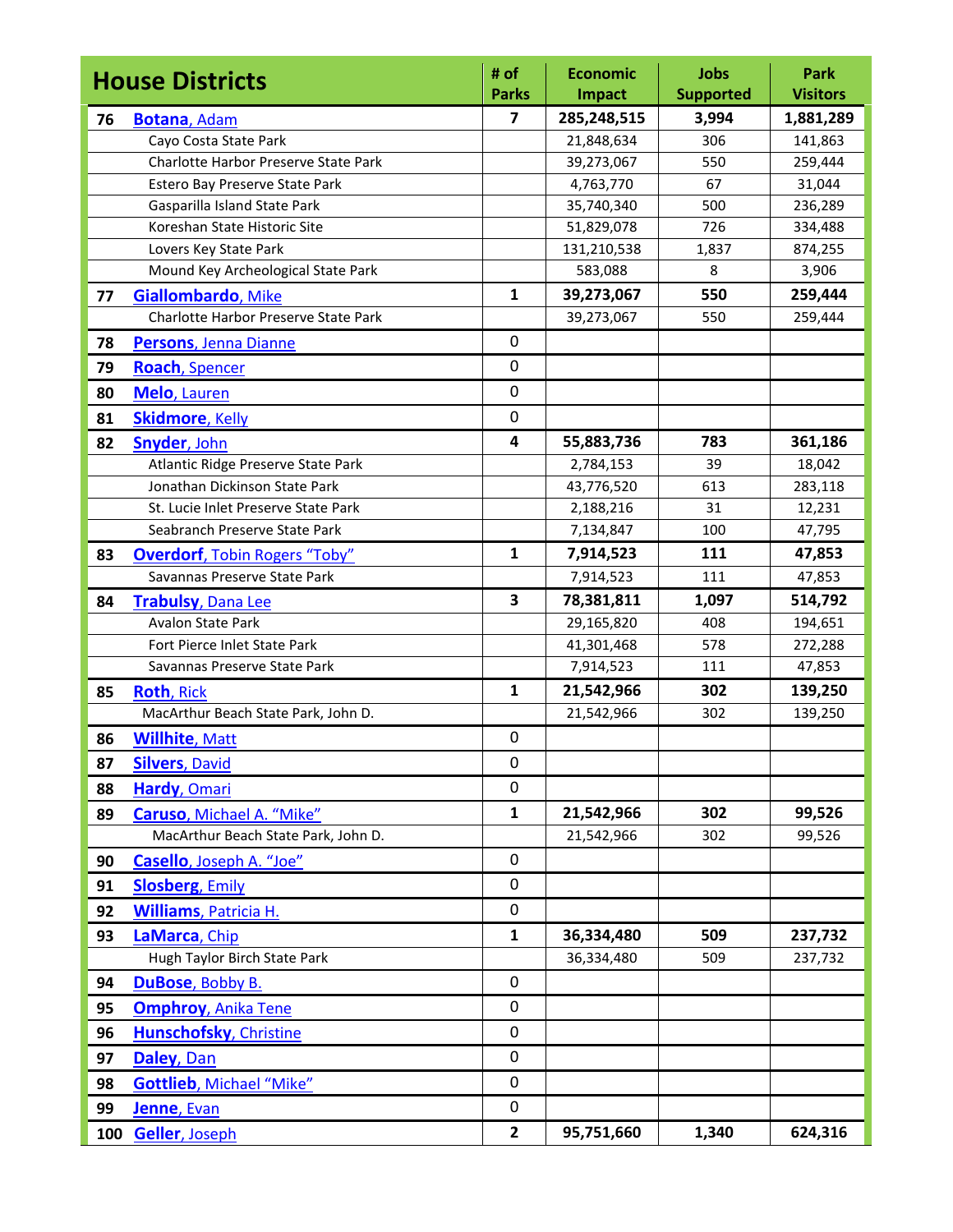| House Districts | | # of Parks | Economic Impact | Jobs Supported | Park Visitors |
|---|---|---|---|---|---|
| **76** | **Botana**, Adam | **7** | **285,248,515** | **3,994** | **1,881,289** |
| | Cayo Costa State Park | | 21,848,634 | 306 | 141,863 |
| | Charlotte Harbor Preserve State Park | | 39,273,067 | 550 | 259,444 |
| | Estero Bay Preserve State Park | | 4,763,770 | 67 | 31,044 |
| | Gasparilla Island State Park | | 35,740,340 | 500 | 236,289 |
| | Koreshan State Historic Site | | 51,829,078 | 726 | 334,488 |
| | Lovers Key State Park | | 131,210,538 | 1,837 | 874,255 |
| | Mound Key Archeological State Park | | 583,088 | 8 | 3,906 |
| **77** | **Giallombardo**, Mike | **1** | **39,273,067** | **550** | **259,444** |
| | Charlotte Harbor Preserve State Park | | 39,273,067 | 550 | 259,444 |
| **78** | **Persons**, Jenna Dianne | 0 | | | |
| **79** | **Roach**, Spencer | 0 | | | |
| **80** | **Melo**, Lauren | 0 | | | |
| **81** | **Skidmore**, Kelly | 0 | | | |
| **82** | **Snyder**, John | **4** | **55,883,736** | **783** | **361,186** |
| | Atlantic Ridge Preserve State Park | | 2,784,153 | 39 | 18,042 |
| | Jonathan Dickinson State Park | | 43,776,520 | 613 | 283,118 |
| | St. Lucie Inlet Preserve State Park | | 2,188,216 | 31 | 12,231 |
| | Seabranch Preserve State Park | | 7,134,847 | 100 | 47,795 |
| **83** | **Overdorf**, Tobin Rogers "Toby" | **1** | **7,914,523** | **111** | **47,853** |
| | Savannas Preserve State Park | | 7,914,523 | 111 | 47,853 |
| **84** | **Trabulsy**, Dana Lee | **3** | **78,381,811** | **1,097** | **514,792** |
| | Avalon State Park | | 29,165,820 | 408 | 194,651 |
| | Fort Pierce Inlet State Park | | 41,301,468 | 578 | 272,288 |
| | Savannas Preserve State Park | | 7,914,523 | 111 | 47,853 |
| **85** | **Roth**, Rick | **1** | **21,542,966** | **302** | **139,250** |
| | MacArthur Beach State Park, John D. | | 21,542,966 | 302 | 139,250 |
| **86** | **Willhite**, Matt | 0 | | | |
| **87** | **Silvers**, David | 0 | | | |
| **88** | **Hardy**, Omari | 0 | | | |
| **89** | **Caruso**, Michael A. "Mike" | **1** | **21,542,966** | **302** | **99,526** |
| | MacArthur Beach State Park, John D. | | 21,542,966 | 302 | 99,526 |
| **90** | **Casello**, Joseph A. "Joe" | 0 | | | |
| **91** | **Slosberg**, Emily | 0 | | | |
| **92** | **Williams**, Patricia H. | 0 | | | |
| **93** | **LaMarca**, Chip | **1** | **36,334,480** | **509** | **237,732** |
| | Hugh Taylor Birch State Park | | 36,334,480 | 509 | 237,732 |
| **94** | **DuBose**, Bobby B. | 0 | | | |
| **95** | **Omphroy**, Anika Tene | 0 | | | |
| **96** | **Hunschofsky**, Christine | 0 | | | |
| **97** | **Daley**, Dan | 0 | | | |
| **98** | **Gottlieb**, Michael "Mike" | 0 | | | |
| **99** | **Jenne**, Evan | 0 | | | |
| **100** | **Geller**, Joseph | **2** | **95,751,660** | **1,340** | **624,316** |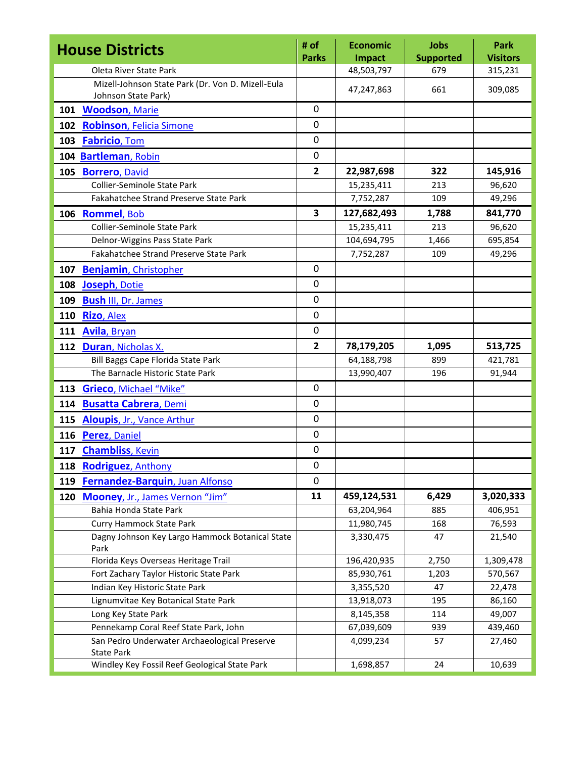| House Districts | # of Parks | Economic Impact | Jobs Supported | Park Visitors |
|---|---|---|---|---|
| Oleta River State Park | | 48,503,797 | 679 | 315,231 |
| Mizell-Johnson State Park (Dr. Von D. Mizell-Eula Johnson State Park) | | 47,247,863 | 661 | 309,085 |
| **101 Woodson**, Marie | 0 | | | |
| **102 Robinson**, Felicia Simone | 0 | | | |
| **103 Fabricio**, Tom | 0 | | | |
| **104 Bartleman**, Robin | 0 | | | |
| **105 Borrero**, David | **2** | **22,987,698** | **322** | **145,916** |
| Collier-Seminole State Park | | 15,235,411 | 213 | 96,620 |
| Fakahatchee Strand Preserve State Park | | 7,752,287 | 109 | 49,296 |
| **106 Rommel**, Bob | **3** | **127,682,493** | **1,788** | **841,770** |
| Collier-Seminole State Park | | 15,235,411 | 213 | 96,620 |
| Delnor-Wiggins Pass State Park | | 104,694,795 | 1,466 | 695,854 |
| Fakahatchee Strand Preserve State Park | | 7,752,287 | 109 | 49,296 |
| **107 Benjamin**, Christopher | 0 | | | |
| **108 Joseph**, Dotie | 0 | | | |
| **109 Bush** III, Dr. James | 0 | | | |
| **110 Rizo**, Alex | 0 | | | |
| **111 Avila**, Bryan | 0 | | | |
| **112 Duran**, Nicholas X. | **2** | **78,179,205** | **1,095** | **513,725** |
| Bill Baggs Cape Florida State Park | | 64,188,798 | 899 | 421,781 |
| The Barnacle Historic State Park | | 13,990,407 | 196 | 91,944 |
| **113 Grieco**, Michael "Mike" | 0 | | | |
| **114 Busatta Cabrera**, Demi | 0 | | | |
| **115 Aloupis**, Jr., Vance Arthur | 0 | | | |
| **116 Perez**, Daniel | 0 | | | |
| **117 Chambliss**, Kevin | 0 | | | |
| **118 Rodriguez**, Anthony | 0 | | | |
| **119 Fernandez-Barquin**, Juan Alfonso | 0 | | | |
| **120 Mooney**, Jr., James Vernon "Jim" | **11** | **459,124,531** | **6,429** | **3,020,333** |
| Bahia Honda State Park | | 63,204,964 | 885 | 406,951 |
| Curry Hammock State Park | | 11,980,745 | 168 | 76,593 |
| Dagny Johnson Key Largo Hammock Botanical State Park | | 3,330,475 | 47 | 21,540 |
| Florida Keys Overseas Heritage Trail | | 196,420,935 | 2,750 | 1,309,478 |
| Fort Zachary Taylor Historic State Park | | 85,930,761 | 1,203 | 570,567 |
| Indian Key Historic State Park | | 3,355,520 | 47 | 22,478 |
| Lignumvitae Key Botanical State Park | | 13,918,073 | 195 | 86,160 |
| Long Key State Park | | 8,145,358 | 114 | 49,007 |
| Pennekamp Coral Reef State Park, John | | 67,039,609 | 939 | 439,460 |
| San Pedro Underwater Archaeological Preserve State Park | | 4,099,234 | 57 | 27,460 |
| Windley Key Fossil Reef Geological State Park | | 1,698,857 | 24 | 10,639 |